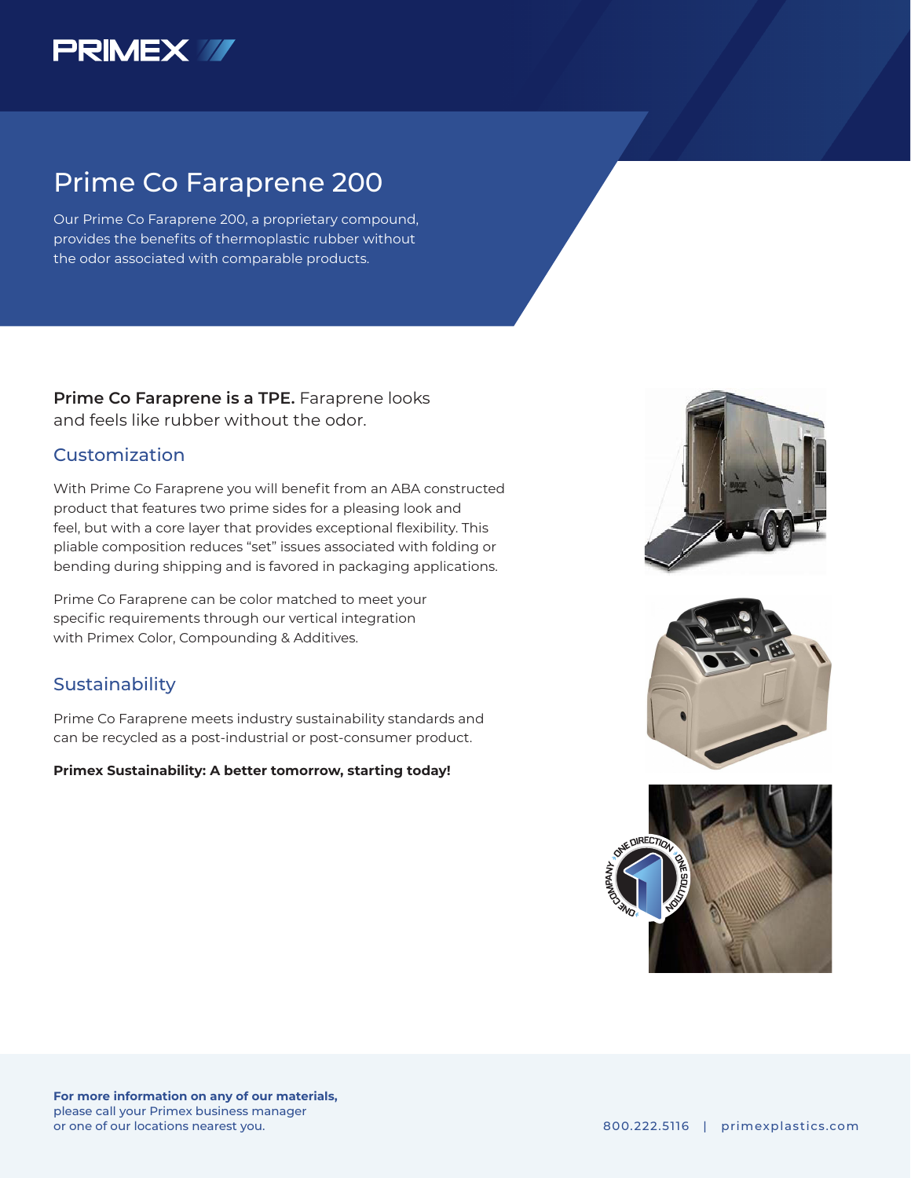# Prime Co Faraprene 200

Our Prime Co Faraprene 200, a proprietary compound, provides the benefits of thermoplastic rubber without the odor associated with comparable products.

**Prime Co Faraprene is a TPE.** Faraprene looks and feels like rubber without the odor.

## Customization

With Prime Co Faraprene you will benefit from an ABA constructed product that features two prime sides for a pleasing look and feel, but with a core layer that provides exceptional flexibility. This pliable composition reduces "set" issues associated with folding or bending during shipping and is favored in packaging applications.

Prime Co Faraprene can be color matched to meet your specific requirements through our vertical integration with Primex Color, Compounding & Additives.

## Sustainability

Prime Co Faraprene meets industry sustainability standards and can be recycled as a post-industrial or post-consumer product.

**Primex Sustainability: A better tomorrow, starting today!**

**For more information on any of our materials,** please call your Primex business manager or one of our locations nearest you.

800.222.5116 | primexplastics.com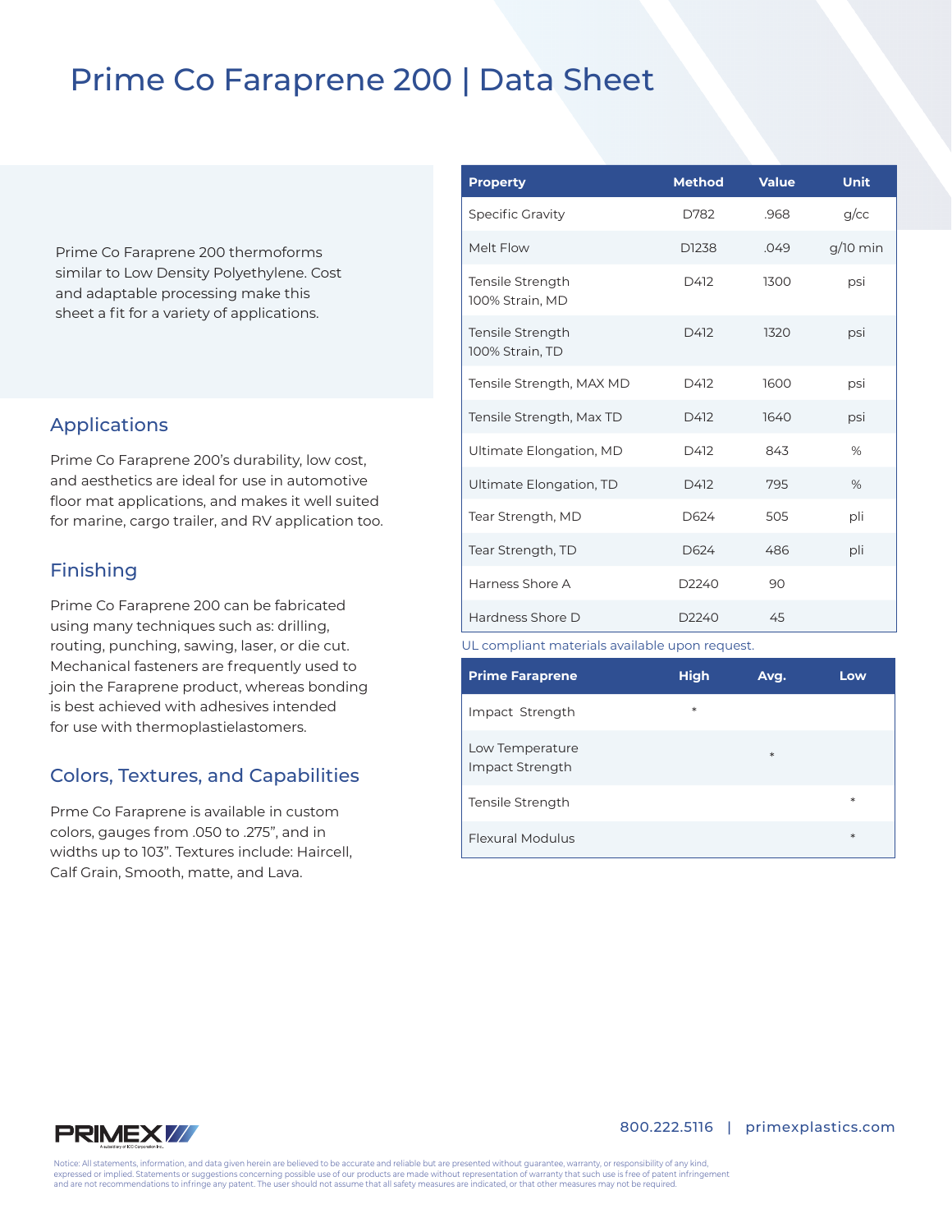# Prime Co Faraprene 200 | Data Sheet

Prime Co Faraprene 200 thermoforms similar to Low Density Polyethylene. Cost and adaptable processing make this sheet a fit for a variety of applications.

## Applications

Prime Co Faraprene 200's durability, low cost, and aesthetics are ideal for use in automotive floor mat applications, and makes it well suited for marine, cargo trailer, and RV application too.

## Finishing

Prime Co Faraprene 200 can be fabricated using many techniques such as: drilling, routing, punching, sawing, laser, or die cut. Mechanical fasteners are frequently used to join the Faraprene product, whereas bonding is best achieved with adhesives intended for use with thermoplastielastomers.

## Colors, Textures, and Capabilities

Prme Co Faraprene is available in custom colors, gauges from .050 to .275", and in widths up to 103". Textures include: Haircell, Calf Grain, Smooth, matte, and Lava.

| Property | Method | Value | Unit |
|---|---|---|---|
| Specific Gravity | D782 | .968 | g/cc |
| Melt Flow | D1238 | .049 | g/10 min |
| Tensile Strength 100% Strain, MD | D412 | 1300 | psi |
| Tensile Strength 100% Strain, TD | D412 | 1320 | psi |
| Tensile Strength, MAX MD | D412 | 1600 | psi |
| Tensile Strength, Max TD | D412 | 1640 | psi |
| Ultimate Elongation, MD | D412 | 843 | % |
| Ultimate Elongation, TD | D412 | 795 | % |
| Tear Strength, MD | D624 | 505 | pli |
| Tear Strength, TD | D624 | 486 | pli |
| Harness Shore A | D2240 | 90 | |
| Hardness Shore D | D2240 | 45 | |

UL compliant materials available upon request.

| Prime Faraprene | High | Avg. | Low |
|---|---|---|---|
| Impact Strength | * | | |
| Low Temperature Impact Strength | | * | |
| Tensile Strength | | | * |
| Flexural Modulus | | | * |

PRIMEX

800.222.5116 | primexplastics.com

Notice: All statements, information, and data given herein are believed to be accurate and reliable but are presented without guarantee, warranty, or responsibility of any kind, expressed or implied. Statements or suggestions concerning possible use of our products are made without representation of warranty that such use is free of patent infringement and are not recommendations to infringe any patent. The user should not assume that all safety measures are indicated, or that other measures may not be required.